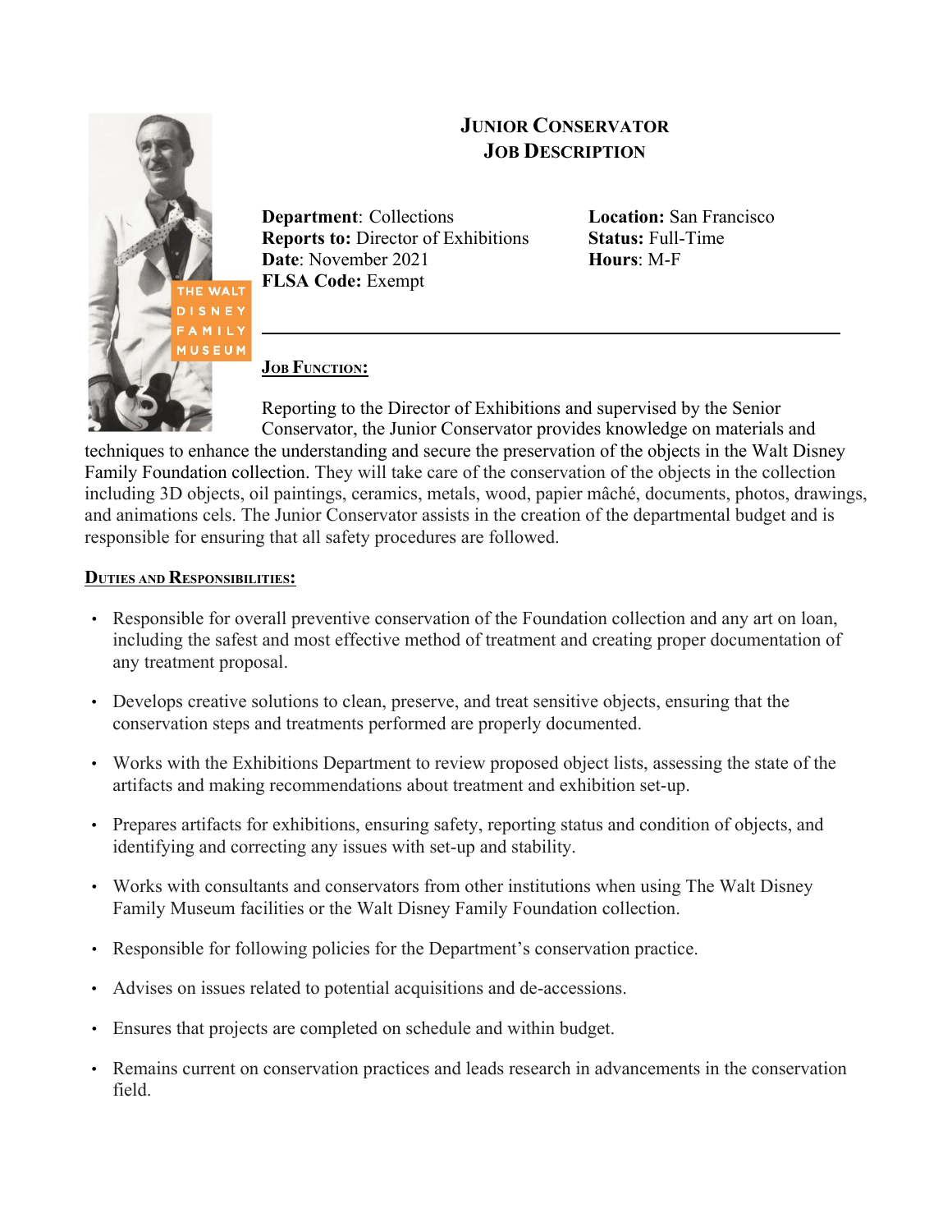# Junior Conservator
# Job Description

THE WALT DISNEY FAMILY MUSEUM

**Department**: Collections
**Reports to:** Director of Exhibitions
**Date**: November 2021
**FLSA Code:** Exempt

**Location:** San Francisco
**Status:** Full-Time
**Hours**: M-F

---

## Job Function:

Reporting to the Director of Exhibitions and supervised by the Senior Conservator, the Junior Conservator provides knowledge on materials and techniques to enhance the understanding and secure the preservation of the objects in the Walt Disney Family Foundation collection. They will take care of the conservation of the objects in the collection including 3D objects, oil paintings, ceramics, metals, wood, papier mâché, documents, photos, drawings, and animations cels. The Junior Conservator assists in the creation of the departmental budget and is responsible for ensuring that all safety procedures are followed.

## Duties and Responsibilities:

- Responsible for overall preventive conservation of the Foundation collection and any art on loan, including the safest and most effective method of treatment and creating proper documentation of any treatment proposal.
- Develops creative solutions to clean, preserve, and treat sensitive objects, ensuring that the conservation steps and treatments performed are properly documented.
- Works with the Exhibitions Department to review proposed object lists, assessing the state of the artifacts and making recommendations about treatment and exhibition set-up.
- Prepares artifacts for exhibitions, ensuring safety, reporting status and condition of objects, and identifying and correcting any issues with set-up and stability.
- Works with consultants and conservators from other institutions when using The Walt Disney Family Museum facilities or the Walt Disney Family Foundation collection.
- Responsible for following policies for the Department's conservation practice.
- Advises on issues related to potential acquisitions and de-accessions.
- Ensures that projects are completed on schedule and within budget.
- Remains current on conservation practices and leads research in advancements in the conservation field.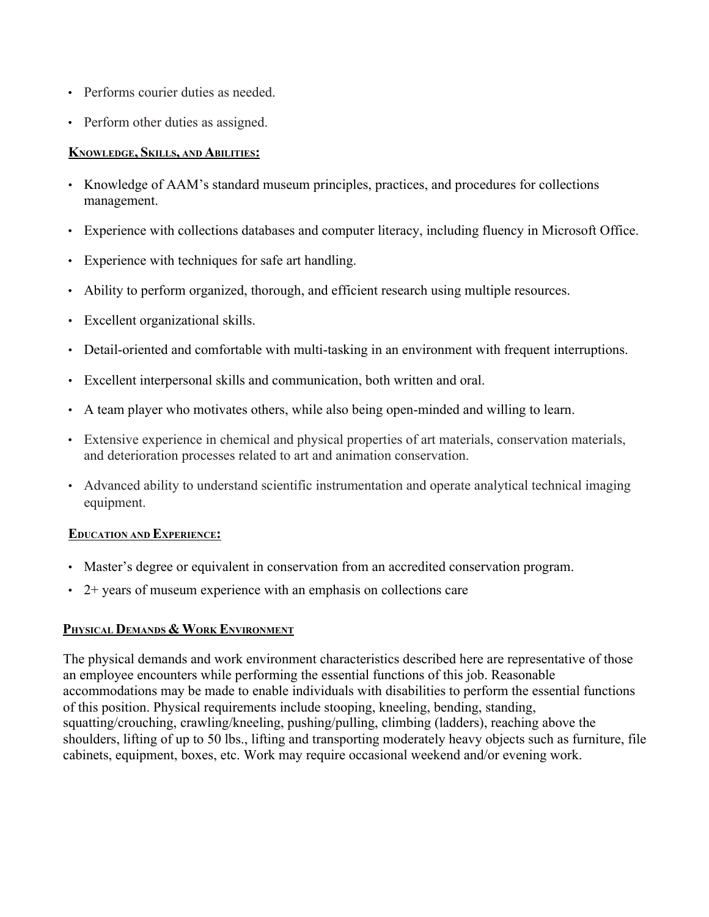- Performs courier duties as needed.
- Perform other duties as assigned.

## Knowledge, Skills, and Abilities:

- Knowledge of AAM's standard museum principles, practices, and procedures for collections management.
- Experience with collections databases and computer literacy, including fluency in Microsoft Office.
- Experience with techniques for safe art handling.
- Ability to perform organized, thorough, and efficient research using multiple resources.
- Excellent organizational skills.
- Detail-oriented and comfortable with multi-tasking in an environment with frequent interruptions.
- Excellent interpersonal skills and communication, both written and oral.
- A team player who motivates others, while also being open-minded and willing to learn.
- Extensive experience in chemical and physical properties of art materials, conservation materials, and deterioration processes related to art and animation conservation.
- Advanced ability to understand scientific instrumentation and operate analytical technical imaging equipment.

## Education and Experience:

- Master's degree or equivalent in conservation from an accredited conservation program.
- 2+ years of museum experience with an emphasis on collections care

## Physical Demands & Work Environment

The physical demands and work environment characteristics described here are representative of those an employee encounters while performing the essential functions of this job. Reasonable accommodations may be made to enable individuals with disabilities to perform the essential functions of this position. Physical requirements include stooping, kneeling, bending, standing, squatting/crouching, crawling/kneeling, pushing/pulling, climbing (ladders), reaching above the shoulders, lifting of up to 50 lbs., lifting and transporting moderately heavy objects such as furniture, file cabinets, equipment, boxes, etc. Work may require occasional weekend and/or evening work.